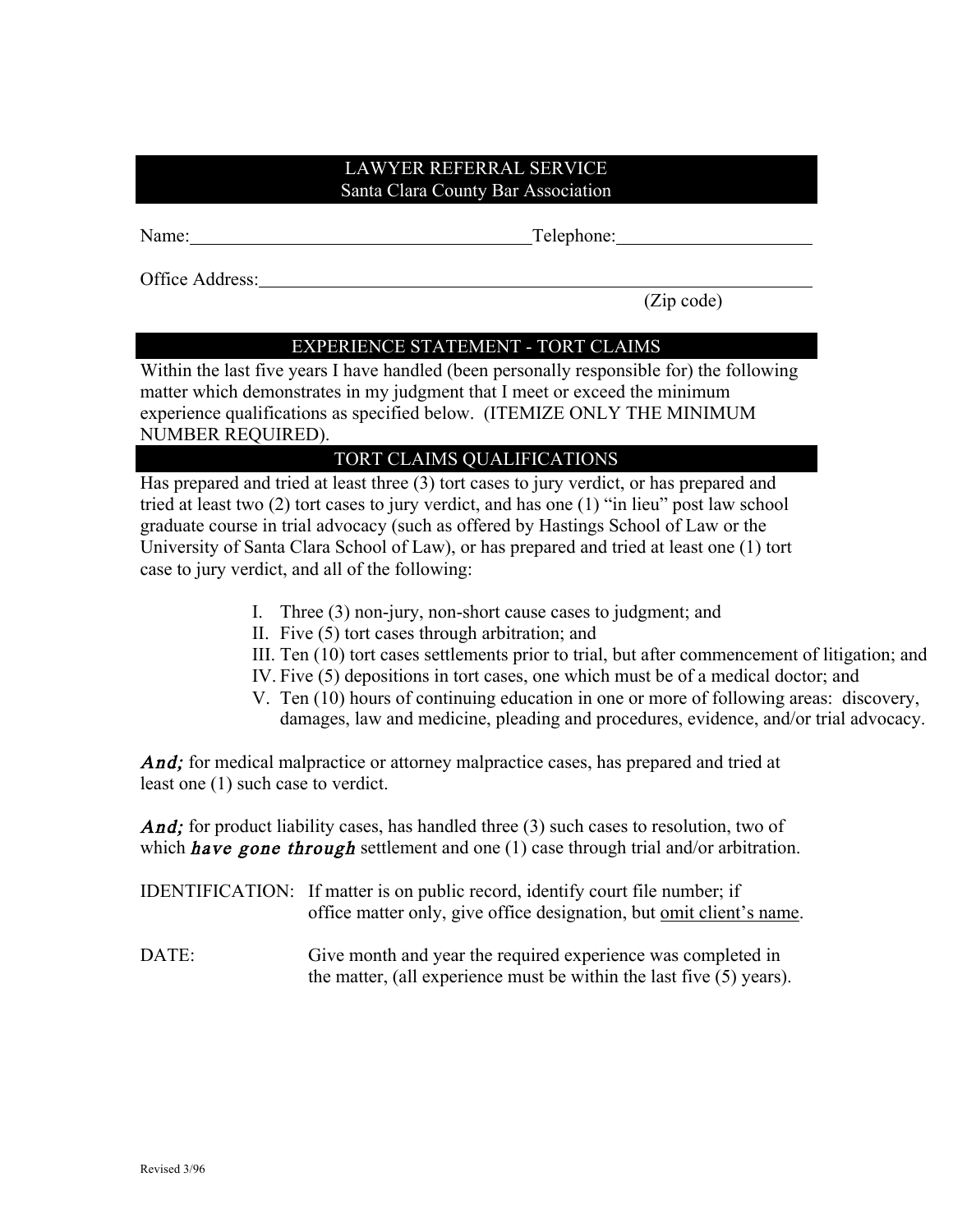## LAWYER REFERRAL SERVICE
### Santa Clara County Bar Association

Name:_____________________________________Telephone:_____________________

Office Address:______________________________________________________________
(Zip code)

## EXPERIENCE STATEMENT - TORT CLAIMS

Within the last five years I have handled (been personally responsible for) the following matter which demonstrates in my judgment that I meet or exceed the minimum experience qualifications as specified below. (ITEMIZE ONLY THE MINIMUM NUMBER REQUIRED).

## TORT CLAIMS QUALIFICATIONS

Has prepared and tried at least three (3) tort cases to jury verdict, or has prepared and tried at least two (2) tort cases to jury verdict, and has one (1) "in lieu" post law school graduate course in trial advocacy (such as offered by Hastings School of Law or the University of Santa Clara School of Law), or has prepared and tried at least one (1) tort case to jury verdict, and all of the following:

I. Three (3) non-jury, non-short cause cases to judgment; and
II. Five (5) tort cases through arbitration; and
III. Ten (10) tort cases settlements prior to trial, but after commencement of litigation; and
IV. Five (5) depositions in tort cases, one which must be of a medical doctor; and
V. Ten (10) hours of continuing education in one or more of following areas: discovery, damages, law and medicine, pleading and procedures, evidence, and/or trial advocacy.

***And;*** for medical malpractice or attorney malpractice cases, has prepared and tried at least one (1) such case to verdict.

***And;*** for product liability cases, has handled three (3) such cases to resolution, two of which ***have gone through*** settlement and one (1) case through trial and/or arbitration.

IDENTIFICATION: If matter is on public record, identify court file number; if office matter only, give office designation, but <u>omit client's name</u>.

DATE: Give month and year the required experience was completed in the matter, (all experience must be within the last five (5) years).

Revised 3/96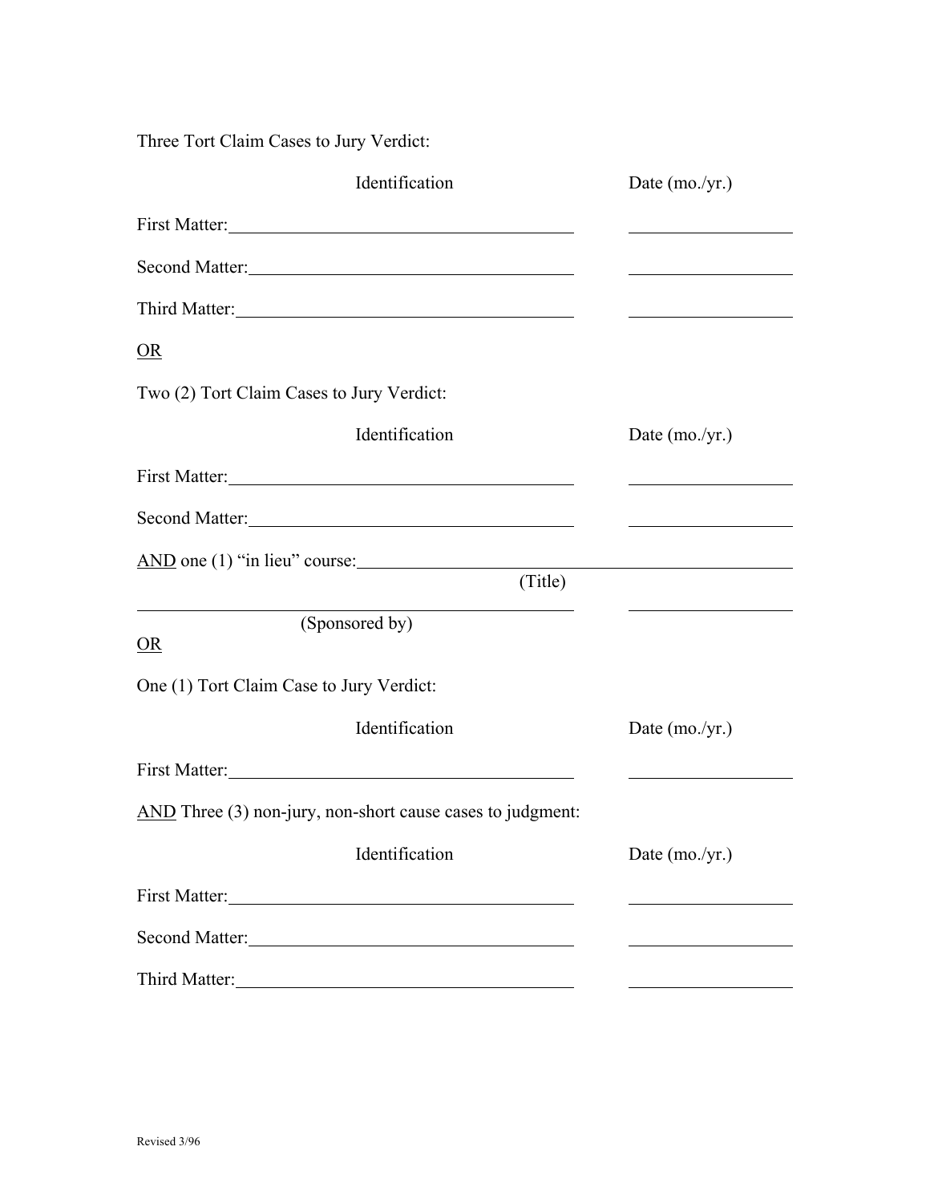Three Tort Claim Cases to Jury Verdict:

| | Identification | Date (mo./yr.) |
|---|---|---|
| First Matter: | ______________________________ | ______________ |
| Second Matter: | ______________________________ | ______________ |
| Third Matter: | ______________________________ | ______________ |

<u>OR</u>

Two (2) Tort Claim Cases to Jury Verdict:

| | Identification | Date (mo./yr.) |
|---|---|---|
| First Matter: | ______________________________ | ______________ |
| Second Matter: | ______________________________ | ______________ |

<u>AND</u> one (1) "in lieu" course: ______________________________
(Title)

______________________________ ______________
(Sponsored by)

<u>OR</u>

One (1) Tort Claim Case to Jury Verdict:

| | Identification | Date (mo./yr.) |
|---|---|---|
| First Matter: | ______________________________ | ______________ |

<u>AND</u> Three (3) non-jury, non-short cause cases to judgment:

| | Identification | Date (mo./yr.) |
|---|---|---|
| First Matter: | ______________________________ | ______________ |
| Second Matter: | ______________________________ | ______________ |
| Third Matter: | ______________________________ | ______________ |

Revised 3/96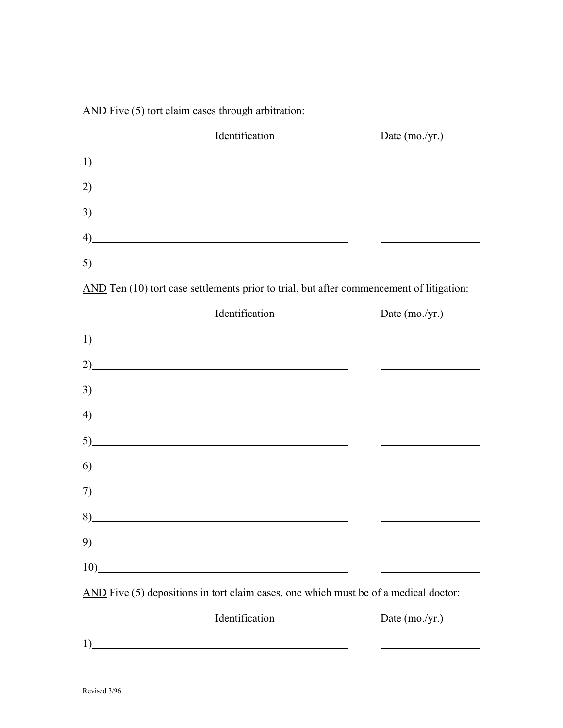<u>AND</u> Five (5) tort claim cases through arbitration:

| Identification | Date (mo./yr.) |
|---|---|
| 1)\_\_\_\_\_\_\_\_\_\_\_\_\_\_\_\_\_\_\_\_\_\_\_\_\_\_\_\_\_\_\_\_\_\_\_\_\_\_\_\_ | \_\_\_\_\_\_\_\_\_\_\_\_\_\_\_\_ |
| 2)\_\_\_\_\_\_\_\_\_\_\_\_\_\_\_\_\_\_\_\_\_\_\_\_\_\_\_\_\_\_\_\_\_\_\_\_\_\_\_\_ | \_\_\_\_\_\_\_\_\_\_\_\_\_\_\_\_ |
| 3)\_\_\_\_\_\_\_\_\_\_\_\_\_\_\_\_\_\_\_\_\_\_\_\_\_\_\_\_\_\_\_\_\_\_\_\_\_\_\_\_ | \_\_\_\_\_\_\_\_\_\_\_\_\_\_\_\_ |
| 4)\_\_\_\_\_\_\_\_\_\_\_\_\_\_\_\_\_\_\_\_\_\_\_\_\_\_\_\_\_\_\_\_\_\_\_\_\_\_\_\_ | \_\_\_\_\_\_\_\_\_\_\_\_\_\_\_\_ |
| 5)\_\_\_\_\_\_\_\_\_\_\_\_\_\_\_\_\_\_\_\_\_\_\_\_\_\_\_\_\_\_\_\_\_\_\_\_\_\_\_\_ | \_\_\_\_\_\_\_\_\_\_\_\_\_\_\_\_ |

<u>AND</u> Ten (10) tort case settlements prior to trial, but after commencement of litigation:

| Identification | Date (mo./yr.) |
|---|---|
| 1)\_\_\_\_\_\_\_\_\_\_\_\_\_\_\_\_\_\_\_\_\_\_\_\_\_\_\_\_\_\_\_\_\_\_\_\_\_\_\_\_ | \_\_\_\_\_\_\_\_\_\_\_\_\_\_\_\_ |
| 2)\_\_\_\_\_\_\_\_\_\_\_\_\_\_\_\_\_\_\_\_\_\_\_\_\_\_\_\_\_\_\_\_\_\_\_\_\_\_\_\_ | \_\_\_\_\_\_\_\_\_\_\_\_\_\_\_\_ |
| 3)\_\_\_\_\_\_\_\_\_\_\_\_\_\_\_\_\_\_\_\_\_\_\_\_\_\_\_\_\_\_\_\_\_\_\_\_\_\_\_\_ | \_\_\_\_\_\_\_\_\_\_\_\_\_\_\_\_ |
| 4)\_\_\_\_\_\_\_\_\_\_\_\_\_\_\_\_\_\_\_\_\_\_\_\_\_\_\_\_\_\_\_\_\_\_\_\_\_\_\_\_ | \_\_\_\_\_\_\_\_\_\_\_\_\_\_\_\_ |
| 5)\_\_\_\_\_\_\_\_\_\_\_\_\_\_\_\_\_\_\_\_\_\_\_\_\_\_\_\_\_\_\_\_\_\_\_\_\_\_\_\_ | \_\_\_\_\_\_\_\_\_\_\_\_\_\_\_\_ |
| 6)\_\_\_\_\_\_\_\_\_\_\_\_\_\_\_\_\_\_\_\_\_\_\_\_\_\_\_\_\_\_\_\_\_\_\_\_\_\_\_\_ | \_\_\_\_\_\_\_\_\_\_\_\_\_\_\_\_ |
| 7)\_\_\_\_\_\_\_\_\_\_\_\_\_\_\_\_\_\_\_\_\_\_\_\_\_\_\_\_\_\_\_\_\_\_\_\_\_\_\_\_ | \_\_\_\_\_\_\_\_\_\_\_\_\_\_\_\_ |
| 8)\_\_\_\_\_\_\_\_\_\_\_\_\_\_\_\_\_\_\_\_\_\_\_\_\_\_\_\_\_\_\_\_\_\_\_\_\_\_\_\_ | \_\_\_\_\_\_\_\_\_\_\_\_\_\_\_\_ |
| 9)\_\_\_\_\_\_\_\_\_\_\_\_\_\_\_\_\_\_\_\_\_\_\_\_\_\_\_\_\_\_\_\_\_\_\_\_\_\_\_\_ | \_\_\_\_\_\_\_\_\_\_\_\_\_\_\_\_ |
| 10)\_\_\_\_\_\_\_\_\_\_\_\_\_\_\_\_\_\_\_\_\_\_\_\_\_\_\_\_\_\_\_\_\_\_\_\_\_\_\_ | \_\_\_\_\_\_\_\_\_\_\_\_\_\_\_\_ |

<u>AND</u> Five (5) depositions in tort claim cases, one which must be of a medical doctor:

| Identification | Date (mo./yr.) |
|---|---|
| 1)\_\_\_\_\_\_\_\_\_\_\_\_\_\_\_\_\_\_\_\_\_\_\_\_\_\_\_\_\_\_\_\_\_\_\_\_\_\_\_\_ | \_\_\_\_\_\_\_\_\_\_\_\_\_\_\_\_ |

Revised 3/96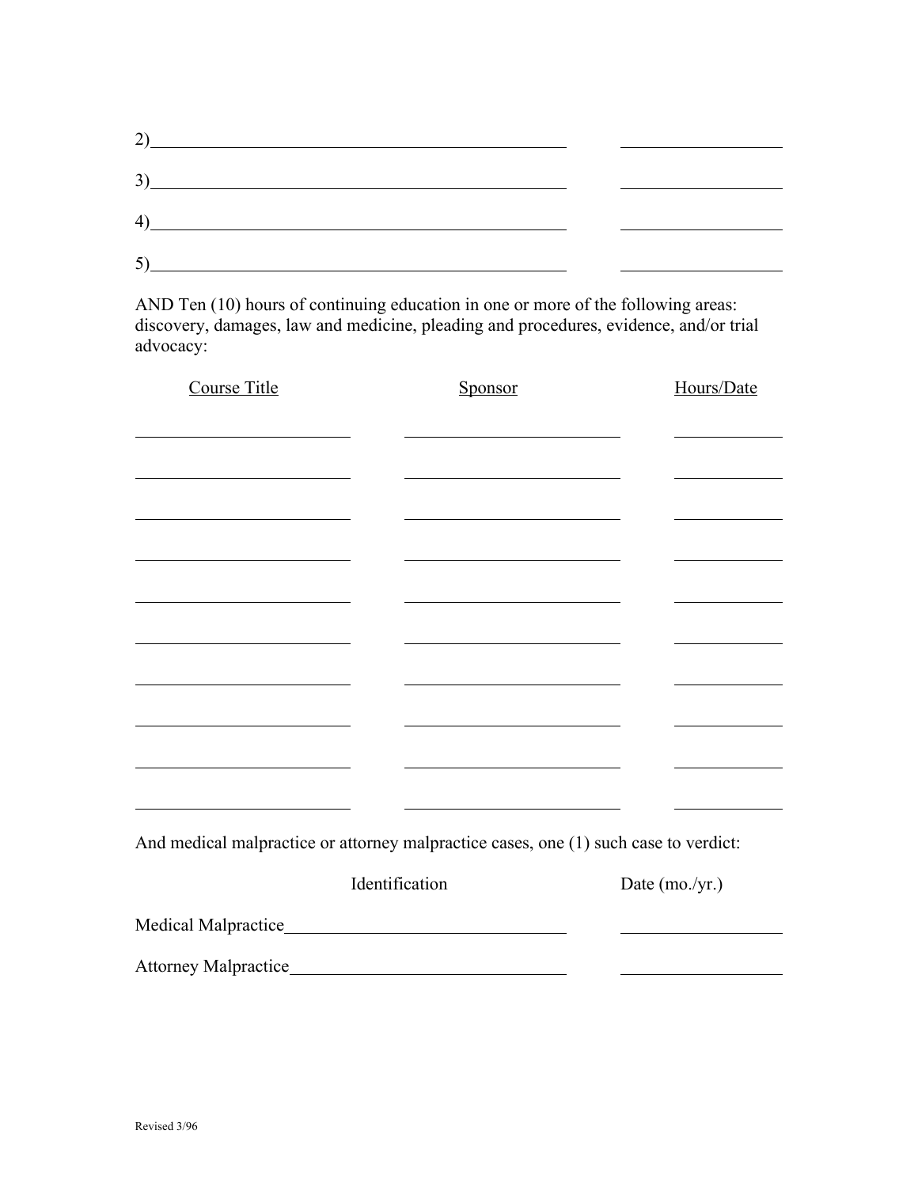2)\_\_\_\_\_\_\_\_\_\_\_\_\_\_\_\_\_\_\_\_\_\_\_\_\_\_\_\_\_\_\_\_\_\_\_\_\_\_\_\_ \_\_\_\_\_\_\_\_\_\_\_\_\_\_\_\_

3)\_\_\_\_\_\_\_\_\_\_\_\_\_\_\_\_\_\_\_\_\_\_\_\_\_\_\_\_\_\_\_\_\_\_\_\_\_\_\_\_ \_\_\_\_\_\_\_\_\_\_\_\_\_\_\_\_

4)\_\_\_\_\_\_\_\_\_\_\_\_\_\_\_\_\_\_\_\_\_\_\_\_\_\_\_\_\_\_\_\_\_\_\_\_\_\_\_\_ \_\_\_\_\_\_\_\_\_\_\_\_\_\_\_\_

5)\_\_\_\_\_\_\_\_\_\_\_\_\_\_\_\_\_\_\_\_\_\_\_\_\_\_\_\_\_\_\_\_\_\_\_\_\_\_\_\_ \_\_\_\_\_\_\_\_\_\_\_\_\_\_\_\_

AND Ten (10) hours of continuing education in one or more of the following areas: discovery, damages, law and medicine, pleading and procedures, evidence, and/or trial advocacy:

| Course Title | Sponsor | Hours/Date |
|---|---|---|
| | | |
| | | |
| | | |
| | | |
| | | |
| | | |
| | | |
| | | |
| | | |
| | | |

And medical malpractice or attorney malpractice cases, one (1) such case to verdict:

| | Identification | Date (mo./yr.) |
|---|---|---|
| Medical Malpractice | | |
| Attorney Malpractice | | |

Revised 3/96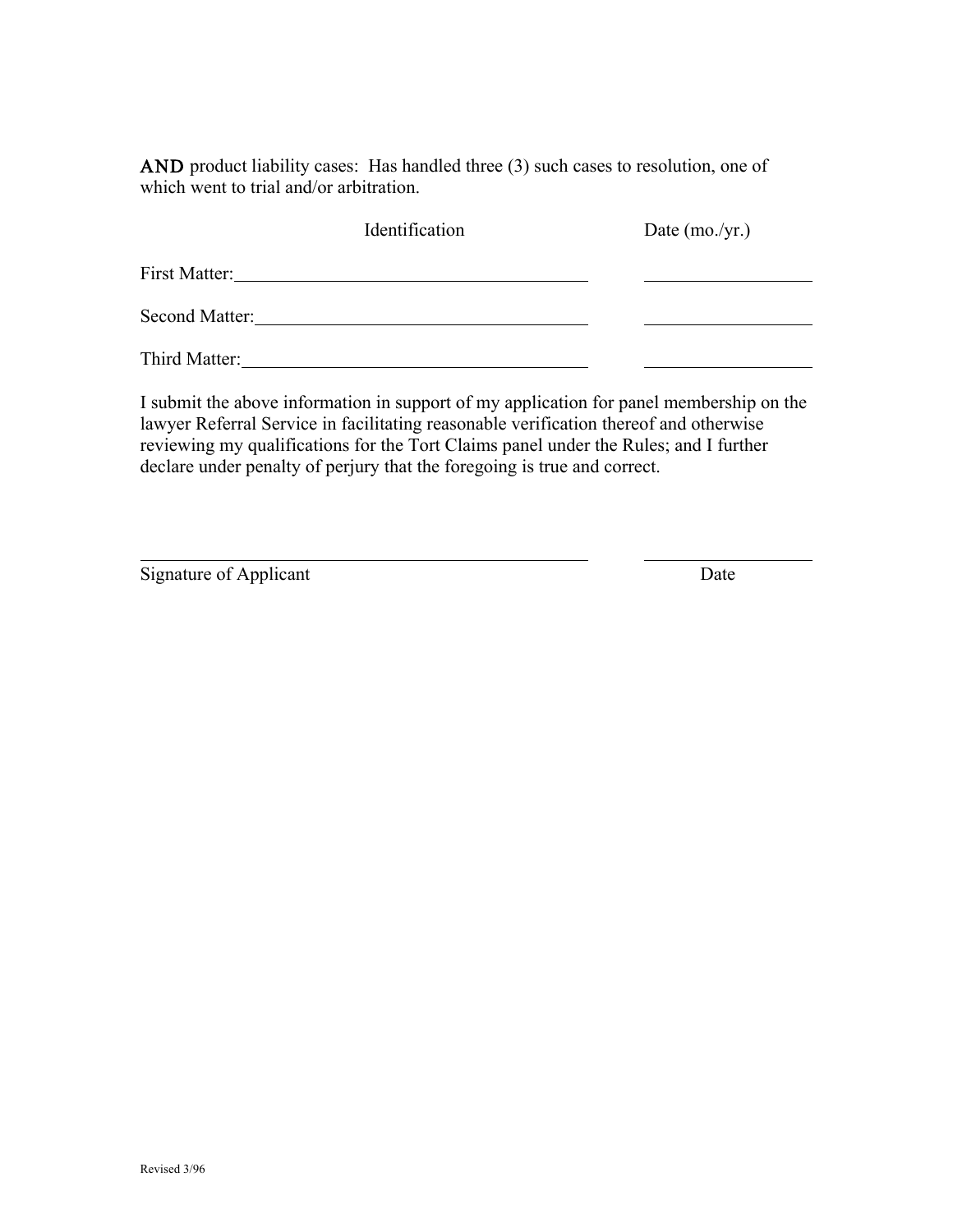**AND** product liability cases: Has handled three (3) such cases to resolution, one of which went to trial and/or arbitration.

| | Identification | Date (mo./yr.) |
| --- | --- | --- |
| First Matter: | ______________________________ | ______________ |
| Second Matter: | ______________________________ | ______________ |
| Third Matter: | ______________________________ | ______________ |

I submit the above information in support of my application for panel membership on the lawyer Referral Service in facilitating reasonable verification thereof and otherwise reviewing my qualifications for the Tort Claims panel under the Rules; and I further declare under penalty of perjury that the foregoing is true and correct.

______________________________________ ______________

Signature of Applicant Date

Revised 3/96